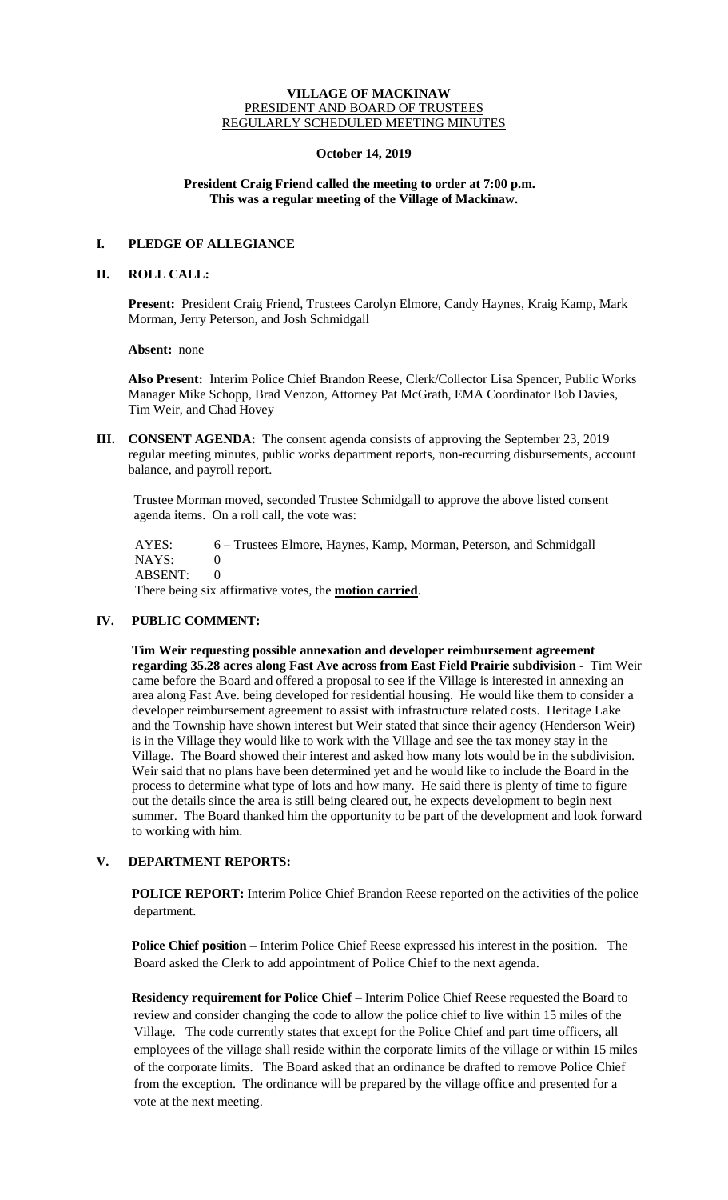# VILLAGE OF MACKINAW

PRESIDENT AND BOARD OF TRUSTEES
REGULARLY SCHEDULED MEETING MINUTES

**October 14, 2019**

**President Craig Friend called the meeting to order at 7:00 p.m.**
**This was a regular meeting of the Village of Mackinaw.**

## I. PLEDGE OF ALLEGIANCE

## II. ROLL CALL:

**Present:** President Craig Friend, Trustees Carolyn Elmore, Candy Haynes, Kraig Kamp, Mark Morman, Jerry Peterson, and Josh Schmidgall

**Absent:** none

**Also Present:** Interim Police Chief Brandon Reese, Clerk/Collector Lisa Spencer, Public Works Manager Mike Schopp, Brad Venzon, Attorney Pat McGrath, EMA Coordinator Bob Davies, Tim Weir, and Chad Hovey

## III. CONSENT AGENDA:

The consent agenda consists of approving the September 23, 2019 regular meeting minutes, public works department reports, non-recurring disbursements, account balance, and payroll report.

Trustee Morman moved, seconded Trustee Schmidgall to approve the above listed consent agenda items. On a roll call, the vote was:

AYES: 6 – Trustees Elmore, Haynes, Kamp, Morman, Peterson, and Schmidgall
NAYS: 0
ABSENT: 0
There being six affirmative votes, the **motion carried**.

## IV. PUBLIC COMMENT:

**Tim Weir requesting possible annexation and developer reimbursement agreement regarding 35.28 acres along Fast Ave across from East Field Prairie subdivision -** Tim Weir came before the Board and offered a proposal to see if the Village is interested in annexing an area along Fast Ave. being developed for residential housing. He would like them to consider a developer reimbursement agreement to assist with infrastructure related costs. Heritage Lake and the Township have shown interest but Weir stated that since their agency (Henderson Weir) is in the Village they would like to work with the Village and see the tax money stay in the Village. The Board showed their interest and asked how many lots would be in the subdivision. Weir said that no plans have been determined yet and he would like to include the Board in the process to determine what type of lots and how many. He said there is plenty of time to figure out the details since the area is still being cleared out, he expects development to begin next summer. The Board thanked him the opportunity to be part of the development and look forward to working with him.

## V. DEPARTMENT REPORTS:

**POLICE REPORT:** Interim Police Chief Brandon Reese reported on the activities of the police department.

**Police Chief position –** Interim Police Chief Reese expressed his interest in the position. The Board asked the Clerk to add appointment of Police Chief to the next agenda.

**Residency requirement for Police Chief –** Interim Police Chief Reese requested the Board to review and consider changing the code to allow the police chief to live within 15 miles of the Village. The code currently states that except for the Police Chief and part time officers, all employees of the village shall reside within the corporate limits of the village or within 15 miles of the corporate limits. The Board asked that an ordinance be drafted to remove Police Chief from the exception. The ordinance will be prepared by the village office and presented for a vote at the next meeting.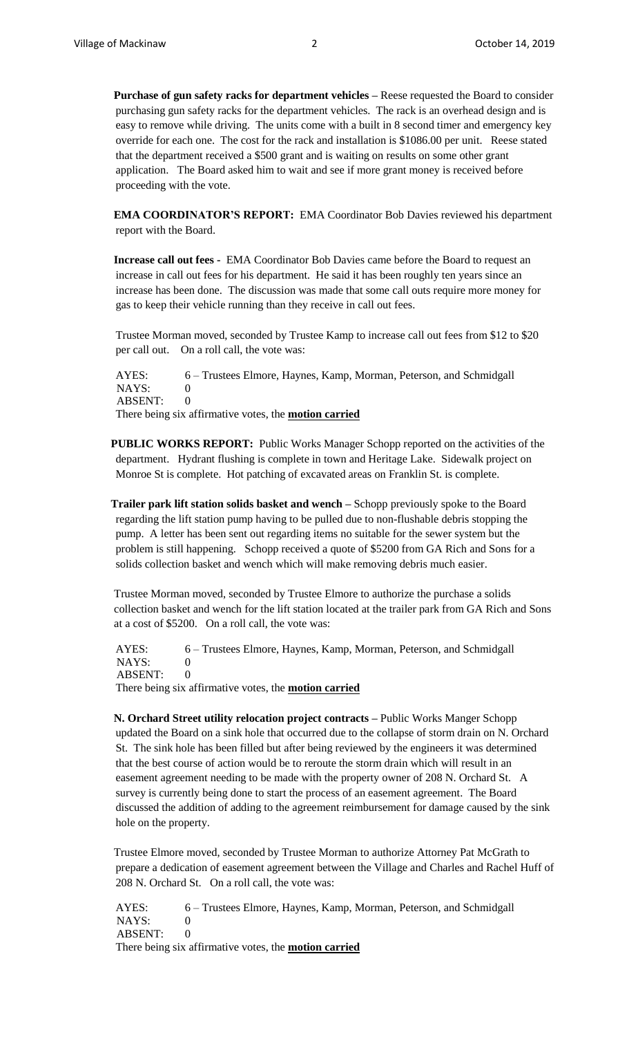**Purchase of gun safety racks for department vehicles –** Reese requested the Board to consider purchasing gun safety racks for the department vehicles. The rack is an overhead design and is easy to remove while driving. The units come with a built in 8 second timer and emergency key override for each one. The cost for the rack and installation is $1086.00 per unit. Reese stated that the department received a $500 grant and is waiting on results on some other grant application. The Board asked him to wait and see if more grant money is received before proceeding with the vote.

**EMA COORDINATOR'S REPORT:** EMA Coordinator Bob Davies reviewed his department report with the Board.

**Increase call out fees -** EMA Coordinator Bob Davies came before the Board to request an increase in call out fees for his department. He said it has been roughly ten years since an increase has been done. The discussion was made that some call outs require more money for gas to keep their vehicle running than they receive in call out fees.

Trustee Morman moved, seconded by Trustee Kamp to increase call out fees from $12 to $20 per call out. On a roll call, the vote was:

AYES: 6 – Trustees Elmore, Haynes, Kamp, Morman, Peterson, and Schmidgall
NAYS: 0
ABSENT: 0
There being six affirmative votes, the **motion carried**

**PUBLIC WORKS REPORT:** Public Works Manager Schopp reported on the activities of the department. Hydrant flushing is complete in town and Heritage Lake. Sidewalk project on Monroe St is complete. Hot patching of excavated areas on Franklin St. is complete.

**Trailer park lift station solids basket and wench –** Schopp previously spoke to the Board regarding the lift station pump having to be pulled due to non-flushable debris stopping the pump. A letter has been sent out regarding items no suitable for the sewer system but the problem is still happening. Schopp received a quote of $5200 from GA Rich and Sons for a solids collection basket and wench which will make removing debris much easier.

Trustee Morman moved, seconded by Trustee Elmore to authorize the purchase a solids collection basket and wench for the lift station located at the trailer park from GA Rich and Sons at a cost of $5200. On a roll call, the vote was:

AYES: 6 – Trustees Elmore, Haynes, Kamp, Morman, Peterson, and Schmidgall
NAYS: 0
ABSENT: 0
There being six affirmative votes, the **motion carried**

**N. Orchard Street utility relocation project contracts –** Public Works Manger Schopp updated the Board on a sink hole that occurred due to the collapse of storm drain on N. Orchard St. The sink hole has been filled but after being reviewed by the engineers it was determined that the best course of action would be to reroute the storm drain which will result in an easement agreement needing to be made with the property owner of 208 N. Orchard St. A survey is currently being done to start the process of an easement agreement. The Board discussed the addition of adding to the agreement reimbursement for damage caused by the sink hole on the property.

Trustee Elmore moved, seconded by Trustee Morman to authorize Attorney Pat McGrath to prepare a dedication of easement agreement between the Village and Charles and Rachel Huff of 208 N. Orchard St. On a roll call, the vote was:

AYES: 6 – Trustees Elmore, Haynes, Kamp, Morman, Peterson, and Schmidgall
NAYS: 0
ABSENT: 0
There being six affirmative votes, the **motion carried**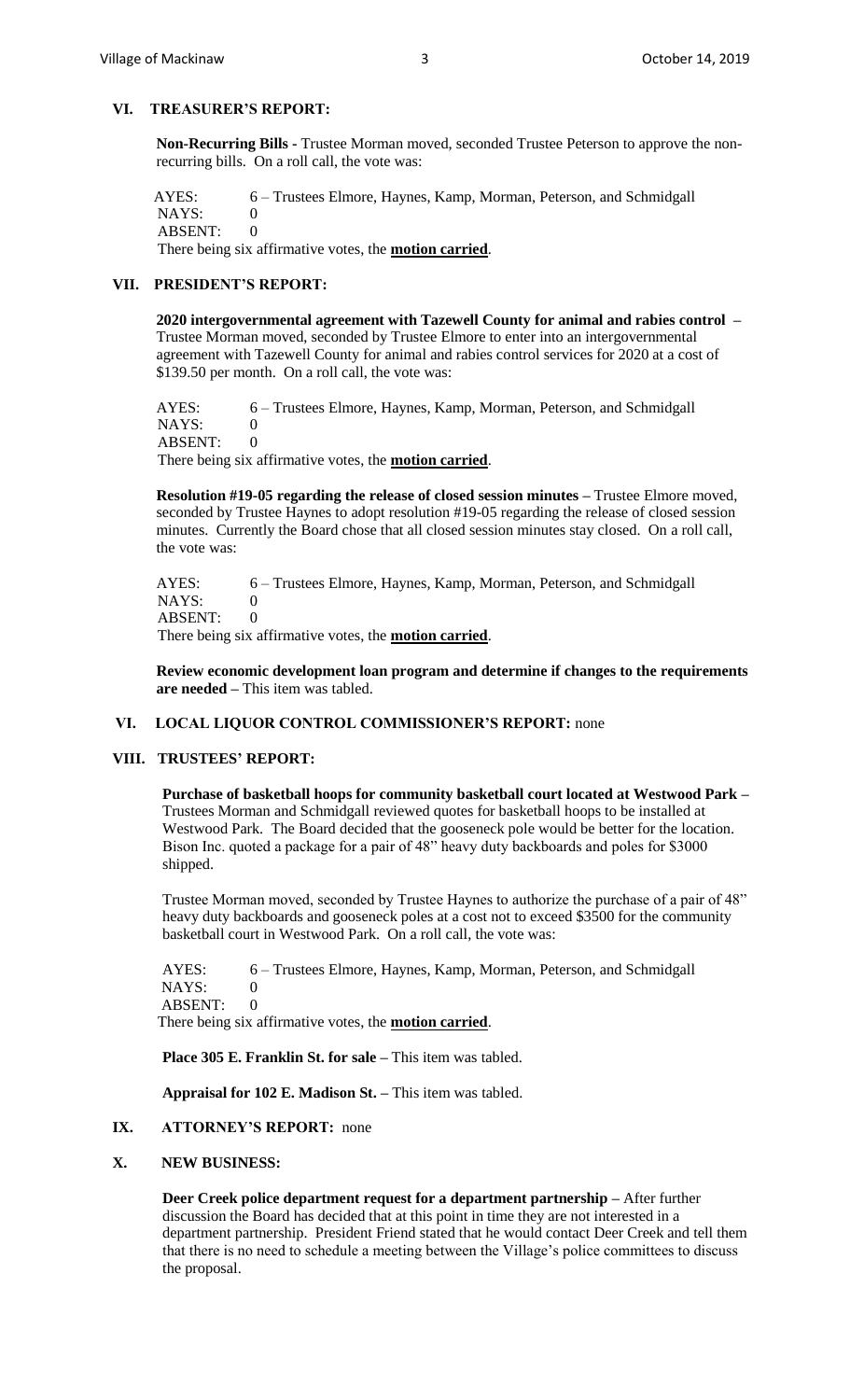## VI. TREASURER'S REPORT:

**Non-Recurring Bills -** Trustee Morman moved, seconded Trustee Peterson to approve the non-recurring bills. On a roll call, the vote was:

AYES: 6 – Trustees Elmore, Haynes, Kamp, Morman, Peterson, and Schmidgall
NAYS: 0
ABSENT: 0
There being six affirmative votes, the **motion carried**.

## VII. PRESIDENT'S REPORT:

**2020 intergovernmental agreement with Tazewell County for animal and rabies control –** Trustee Morman moved, seconded by Trustee Elmore to enter into an intergovernmental agreement with Tazewell County for animal and rabies control services for 2020 at a cost of $139.50 per month. On a roll call, the vote was:

AYES: 6 – Trustees Elmore, Haynes, Kamp, Morman, Peterson, and Schmidgall
NAYS: 0
ABSENT: 0
There being six affirmative votes, the **motion carried**.

**Resolution #19-05 regarding the release of closed session minutes –** Trustee Elmore moved, seconded by Trustee Haynes to adopt resolution #19-05 regarding the release of closed session minutes. Currently the Board chose that all closed session minutes stay closed. On a roll call, the vote was:

AYES: 6 – Trustees Elmore, Haynes, Kamp, Morman, Peterson, and Schmidgall
NAYS: 0
ABSENT: 0
There being six affirmative votes, the **motion carried**.

**Review economic development loan program and determine if changes to the requirements are needed –** This item was tabled.

## VI. LOCAL LIQUOR CONTROL COMMISSIONER'S REPORT: none

## VIII. TRUSTEES' REPORT:

**Purchase of basketball hoops for community basketball court located at Westwood Park –** Trustees Morman and Schmidgall reviewed quotes for basketball hoops to be installed at Westwood Park. The Board decided that the gooseneck pole would be better for the location. Bison Inc. quoted a package for a pair of 48" heavy duty backboards and poles for $3000 shipped.

Trustee Morman moved, seconded by Trustee Haynes to authorize the purchase of a pair of 48" heavy duty backboards and gooseneck poles at a cost not to exceed $3500 for the community basketball court in Westwood Park. On a roll call, the vote was:

AYES: 6 – Trustees Elmore, Haynes, Kamp, Morman, Peterson, and Schmidgall
NAYS: 0
ABSENT: 0
There being six affirmative votes, the **motion carried**.

**Place 305 E. Franklin St. for sale –** This item was tabled.

**Appraisal for 102 E. Madison St. –** This item was tabled.

## IX. ATTORNEY'S REPORT: none

## X. NEW BUSINESS:

**Deer Creek police department request for a department partnership –** After further discussion the Board has decided that at this point in time they are not interested in a department partnership. President Friend stated that he would contact Deer Creek and tell them that there is no need to schedule a meeting between the Village's police committees to discuss the proposal.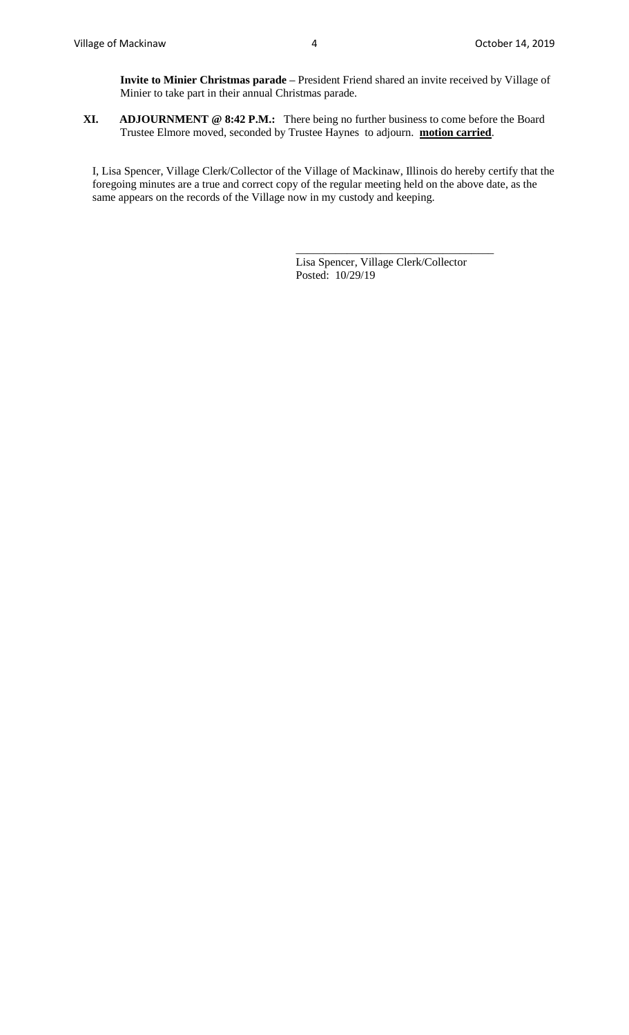**Invite to Minier Christmas parade** – President Friend shared an invite received by Village of Minier to take part in their annual Christmas parade.

**XI. ADJOURNMENT @ 8:42 P.M.:** There being no further business to come before the Board Trustee Elmore moved, seconded by Trustee Haynes to adjourn. **motion carried**.

I, Lisa Spencer, Village Clerk/Collector of the Village of Mackinaw, Illinois do hereby certify that the foregoing minutes are a true and correct copy of the regular meeting held on the above date, as the same appears on the records of the Village now in my custody and keeping.

\_\_\_\_\_\_\_\_\_\_\_\_\_\_\_\_\_\_\_\_\_\_\_\_\_\_\_\_\_\_\_\_\_\_\_

Lisa Spencer, Village Clerk/Collector
Posted: 10/29/19